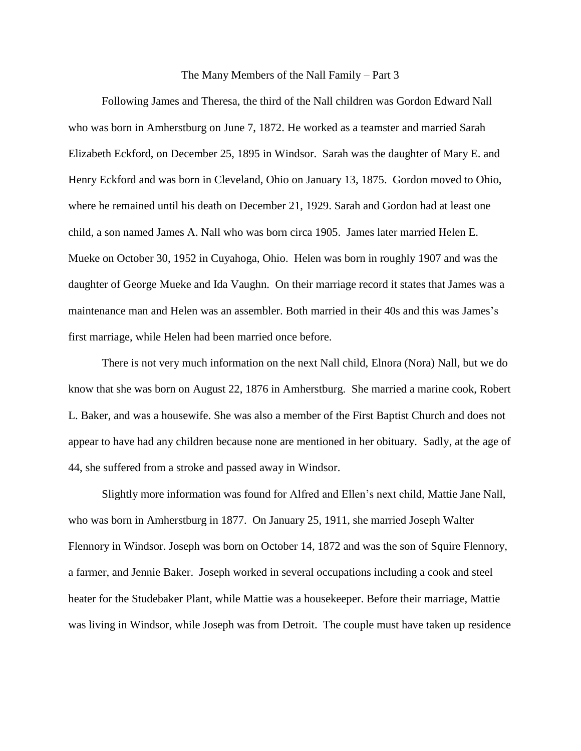# The Many Members of the Nall Family – Part 3

Following James and Theresa, the third of the Nall children was Gordon Edward Nall who was born in Amherstburg on June 7, 1872. He worked as a teamster and married Sarah Elizabeth Eckford, on December 25, 1895 in Windsor. Sarah was the daughter of Mary E. and Henry Eckford and was born in Cleveland, Ohio on January 13, 1875. Gordon moved to Ohio, where he remained until his death on December 21, 1929. Sarah and Gordon had at least one child, a son named James A. Nall who was born circa 1905. James later married Helen E. Mueke on October 30, 1952 in Cuyahoga, Ohio. Helen was born in roughly 1907 and was the daughter of George Mueke and Ida Vaughn. On their marriage record it states that James was a maintenance man and Helen was an assembler. Both married in their 40s and this was James's first marriage, while Helen had been married once before.

There is not very much information on the next Nall child, Elnora (Nora) Nall, but we do know that she was born on August 22, 1876 in Amherstburg. She married a marine cook, Robert L. Baker, and was a housewife. She was also a member of the First Baptist Church and does not appear to have had any children because none are mentioned in her obituary. Sadly, at the age of 44, she suffered from a stroke and passed away in Windsor.

Slightly more information was found for Alfred and Ellen's next child, Mattie Jane Nall, who was born in Amherstburg in 1877. On January 25, 1911, she married Joseph Walter Flennory in Windsor. Joseph was born on October 14, 1872 and was the son of Squire Flennory, a farmer, and Jennie Baker. Joseph worked in several occupations including a cook and steel heater for the Studebaker Plant, while Mattie was a housekeeper. Before their marriage, Mattie was living in Windsor, while Joseph was from Detroit. The couple must have taken up residence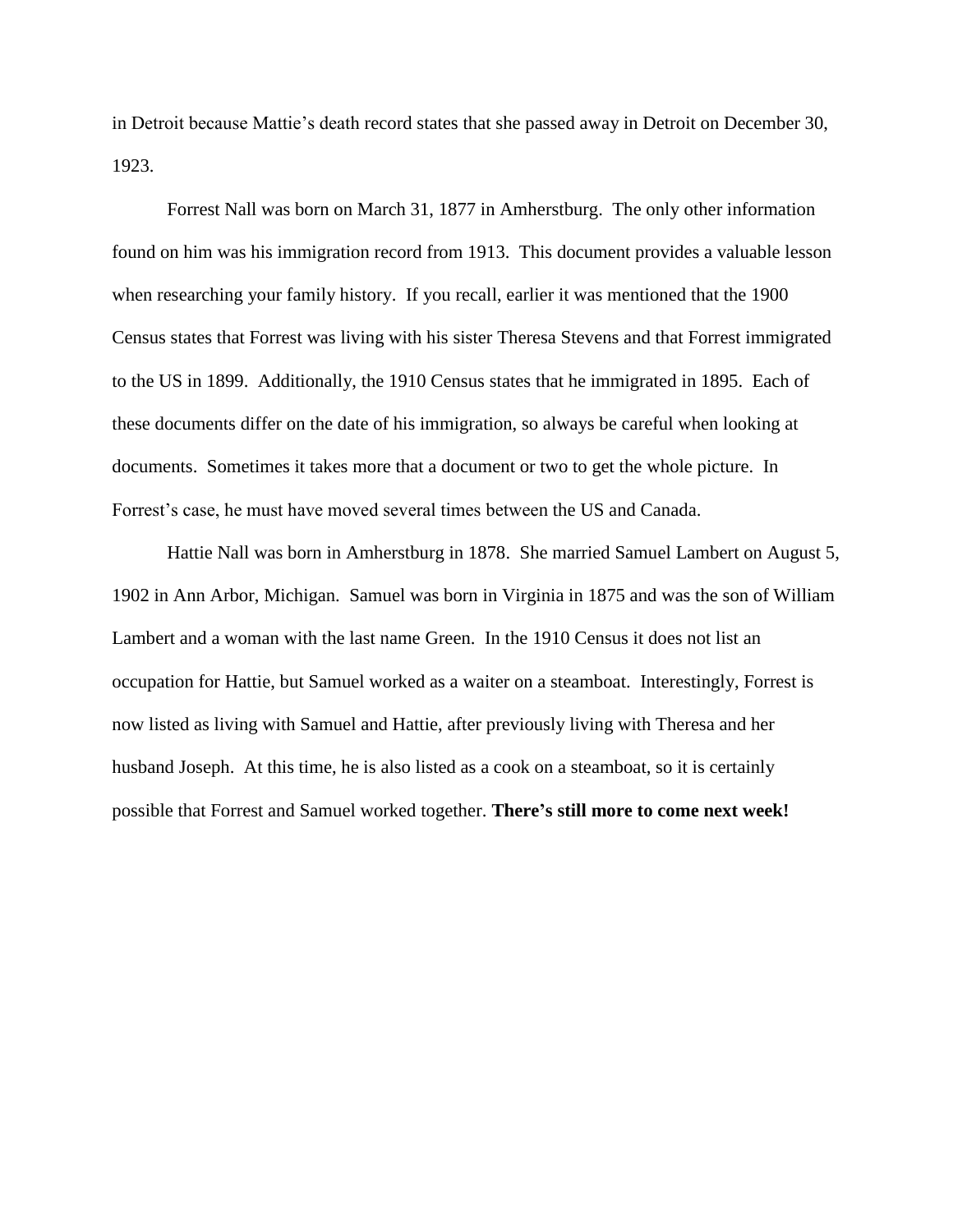in Detroit because Mattie's death record states that she passed away in Detroit on December 30, 1923.

Forrest Nall was born on March 31, 1877 in Amherstburg. The only other information found on him was his immigration record from 1913. This document provides a valuable lesson when researching your family history. If you recall, earlier it was mentioned that the 1900 Census states that Forrest was living with his sister Theresa Stevens and that Forrest immigrated to the US in 1899. Additionally, the 1910 Census states that he immigrated in 1895. Each of these documents differ on the date of his immigration, so always be careful when looking at documents. Sometimes it takes more that a document or two to get the whole picture. In Forrest's case, he must have moved several times between the US and Canada.

Hattie Nall was born in Amherstburg in 1878. She married Samuel Lambert on August 5, 1902 in Ann Arbor, Michigan. Samuel was born in Virginia in 1875 and was the son of William Lambert and a woman with the last name Green. In the 1910 Census it does not list an occupation for Hattie, but Samuel worked as a waiter on a steamboat. Interestingly, Forrest is now listed as living with Samuel and Hattie, after previously living with Theresa and her husband Joseph. At this time, he is also listed as a cook on a steamboat, so it is certainly possible that Forrest and Samuel worked together. **There's still more to come next week!**